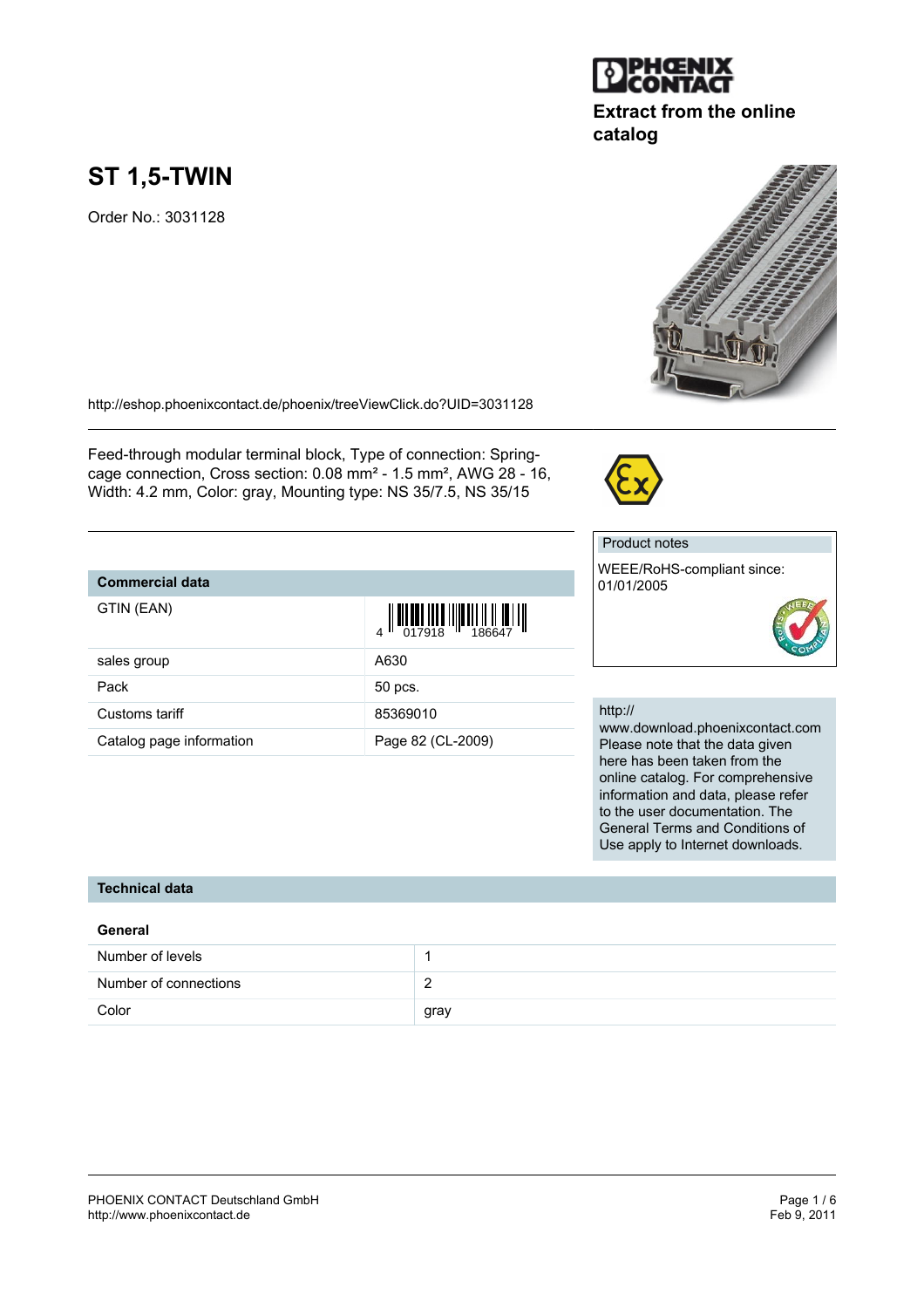Extract from the online catalog

# ST 1,5-TWIN

Order No.: 3031128

http://eshop.phoenixcontact.de/phoenix/treeViewClick.do?UID=3031128

Feed-through modular terminal block, Type of connection: Spring-cage connection, Cross section: 0.08 mm² - 1.5 mm², AWG 28 - 16, Width: 4.2 mm, Color: gray, Mounting type: NS 35/7.5, NS 35/15

## Commercial data

| Commercial data | |
|---|---|
| GTIN (EAN) | 4 017918 186647 |
| sales group | A630 |
| Pack | 50 pcs. |
| Customs tariff | 85369010 |
| Catalog page information | Page 82 (CL-2009) |

Product notes

WEEE/RoHS-compliant since: 01/01/2005

http://www.download.phoenixcontact.com
Please note that the data given here has been taken from the online catalog. For comprehensive information and data, please refer to the user documentation. The General Terms and Conditions of Use apply to Internet downloads.

## Technical data

### General

| General | |
|---|---|
| Number of levels | 1 |
| Number of connections | 2 |
| Color | gray |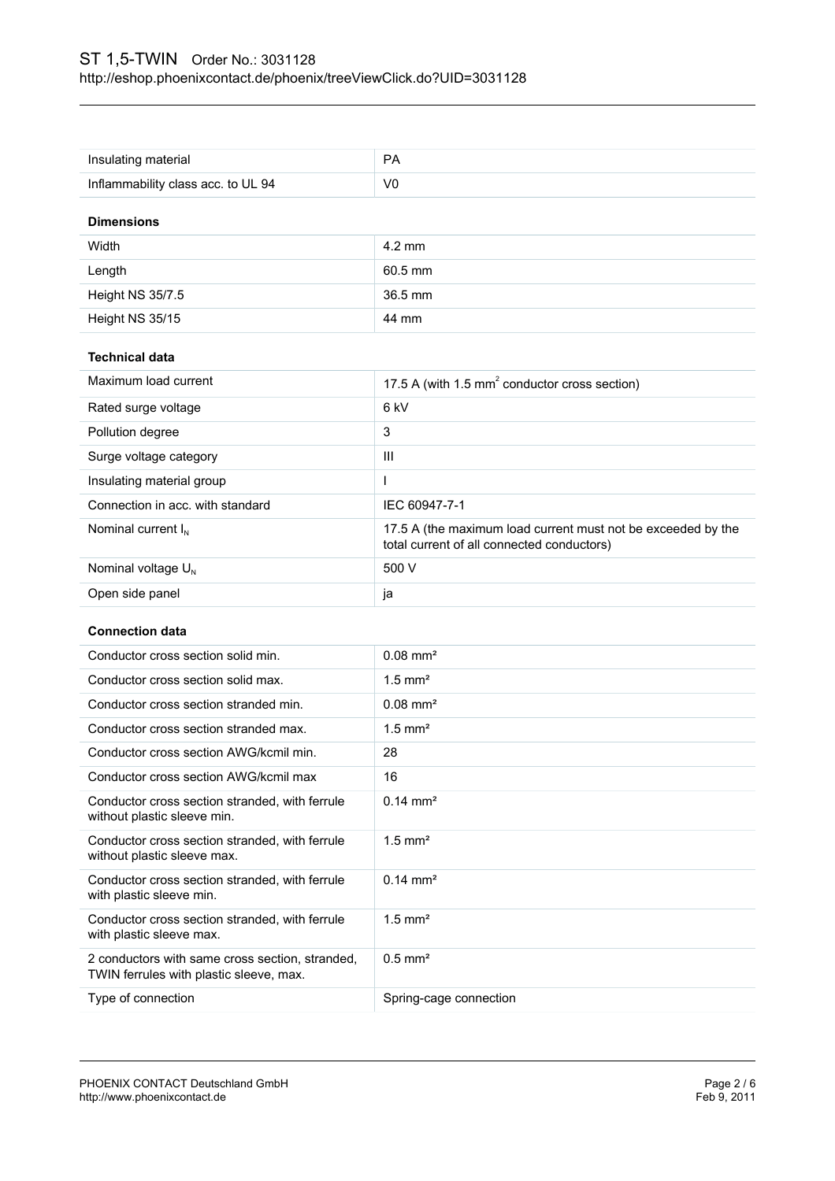| | |
|---|---|
| Insulating material | PA |
| Inflammability class acc. to UL 94 | V0 |

**Dimensions**

| | |
|---|---|
| Width | 4.2 mm |
| Length | 60.5 mm |
| Height NS 35/7.5 | 36.5 mm |
| Height NS 35/15 | 44 mm |

**Technical data**

| | |
|---|---|
| Maximum load current | 17.5 A (with 1.5 $mm^2$ conductor cross section) |
| Rated surge voltage | 6 kV |
| Pollution degree | 3 |
| Surge voltage category | III |
| Insulating material group | I |
| Connection in acc. with standard | IEC 60947-7-1 |
| Nominal current $I_N$ | 17.5 A (the maximum load current must not be exceeded by the total current of all connected conductors) |
| Nominal voltage $U_N$ | 500 V |
| Open side panel | ja |

**Connection data**

| | |
|---|---|
| Conductor cross section solid min. | 0.08 mm² |
| Conductor cross section solid max. | 1.5 mm² |
| Conductor cross section stranded min. | 0.08 mm² |
| Conductor cross section stranded max. | 1.5 mm² |
| Conductor cross section AWG/kcmil min. | 28 |
| Conductor cross section AWG/kcmil max | 16 |
| Conductor cross section stranded, with ferrule without plastic sleeve min. | 0.14 mm² |
| Conductor cross section stranded, with ferrule without plastic sleeve max. | 1.5 mm² |
| Conductor cross section stranded, with ferrule with plastic sleeve min. | 0.14 mm² |
| Conductor cross section stranded, with ferrule with plastic sleeve max. | 1.5 mm² |
| 2 conductors with same cross section, stranded, TWIN ferrules with plastic sleeve, max. | 0.5 mm² |
| Type of connection | Spring-cage connection |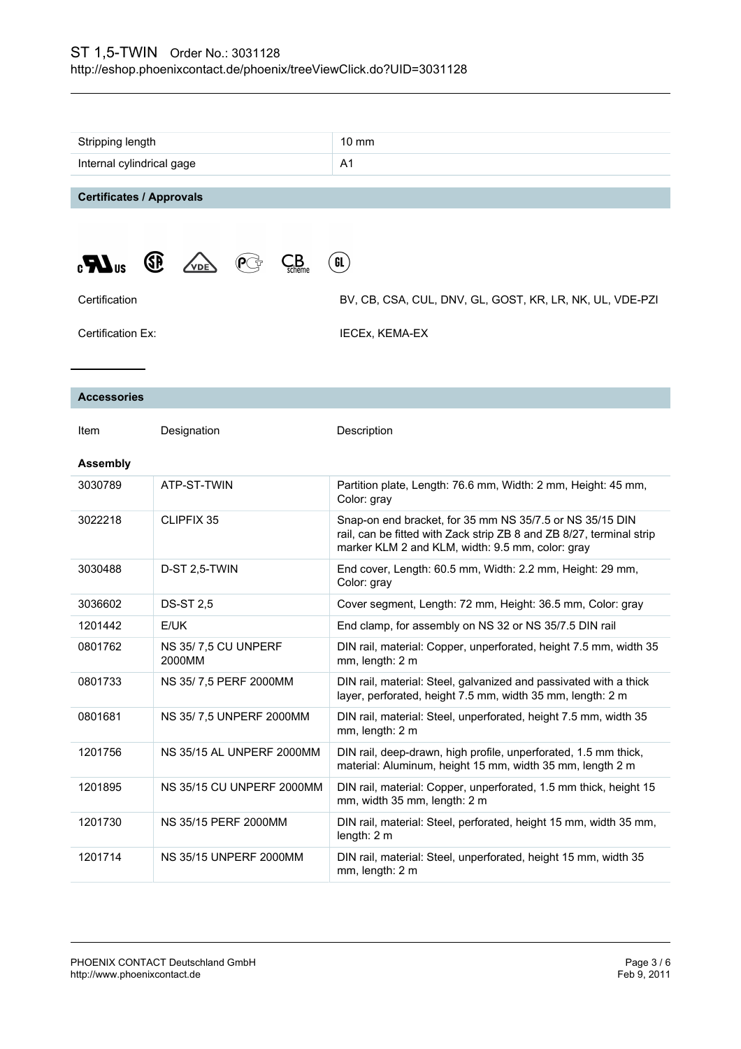| | |
|---|---|
| Stripping length | 10 mm |
| Internal cylindrical gage | A1 |

## Certificates / Approvals

| | |
|---|---|
| Certification | BV, CB, CSA, CUL, DNV, GL, GOST, KR, LR, NK, UL, VDE-PZI |
| Certification Ex: | IECEx, KEMA-EX |

## Accessories

| Item | Designation | Description |
|---|---|---|
| **Assembly** | | |
| 3030789 | ATP-ST-TWIN | Partition plate, Length: 76.6 mm, Width: 2 mm, Height: 45 mm, Color: gray |
| 3022218 | CLIPFIX 35 | Snap-on end bracket, for 35 mm NS 35/7.5 or NS 35/15 DIN rail, can be fitted with Zack strip ZB 8 and ZB 8/27, terminal strip marker KLM 2 and KLM, width: 9.5 mm, color: gray |
| 3030488 | D-ST 2,5-TWIN | End cover, Length: 60.5 mm, Width: 2.2 mm, Height: 29 mm, Color: gray |
| 3036602 | DS-ST 2,5 | Cover segment, Length: 72 mm, Height: 36.5 mm, Color: gray |
| 1201442 | E/UK | End clamp, for assembly on NS 32 or NS 35/7.5 DIN rail |
| 0801762 | NS 35/ 7,5 CU UNPERF 2000MM | DIN rail, material: Copper, unperforated, height 7.5 mm, width 35 mm, length: 2 m |
| 0801733 | NS 35/ 7,5 PERF 2000MM | DIN rail, material: Steel, galvanized and passivated with a thick layer, perforated, height 7.5 mm, width 35 mm, length: 2 m |
| 0801681 | NS 35/ 7,5 UNPERF 2000MM | DIN rail, material: Steel, unperforated, height 7.5 mm, width 35 mm, length: 2 m |
| 1201756 | NS 35/15 AL UNPERF 2000MM | DIN rail, deep-drawn, high profile, unperforated, 1.5 mm thick, material: Aluminum, height 15 mm, width 35 mm, length 2 m |
| 1201895 | NS 35/15 CU UNPERF 2000MM | DIN rail, material: Copper, unperforated, 1.5 mm thick, height 15 mm, width 35 mm, length: 2 m |
| 1201730 | NS 35/15 PERF 2000MM | DIN rail, material: Steel, perforated, height 15 mm, width 35 mm, length: 2 m |
| 1201714 | NS 35/15 UNPERF 2000MM | DIN rail, material: Steel, unperforated, height 15 mm, width 35 mm, length: 2 m |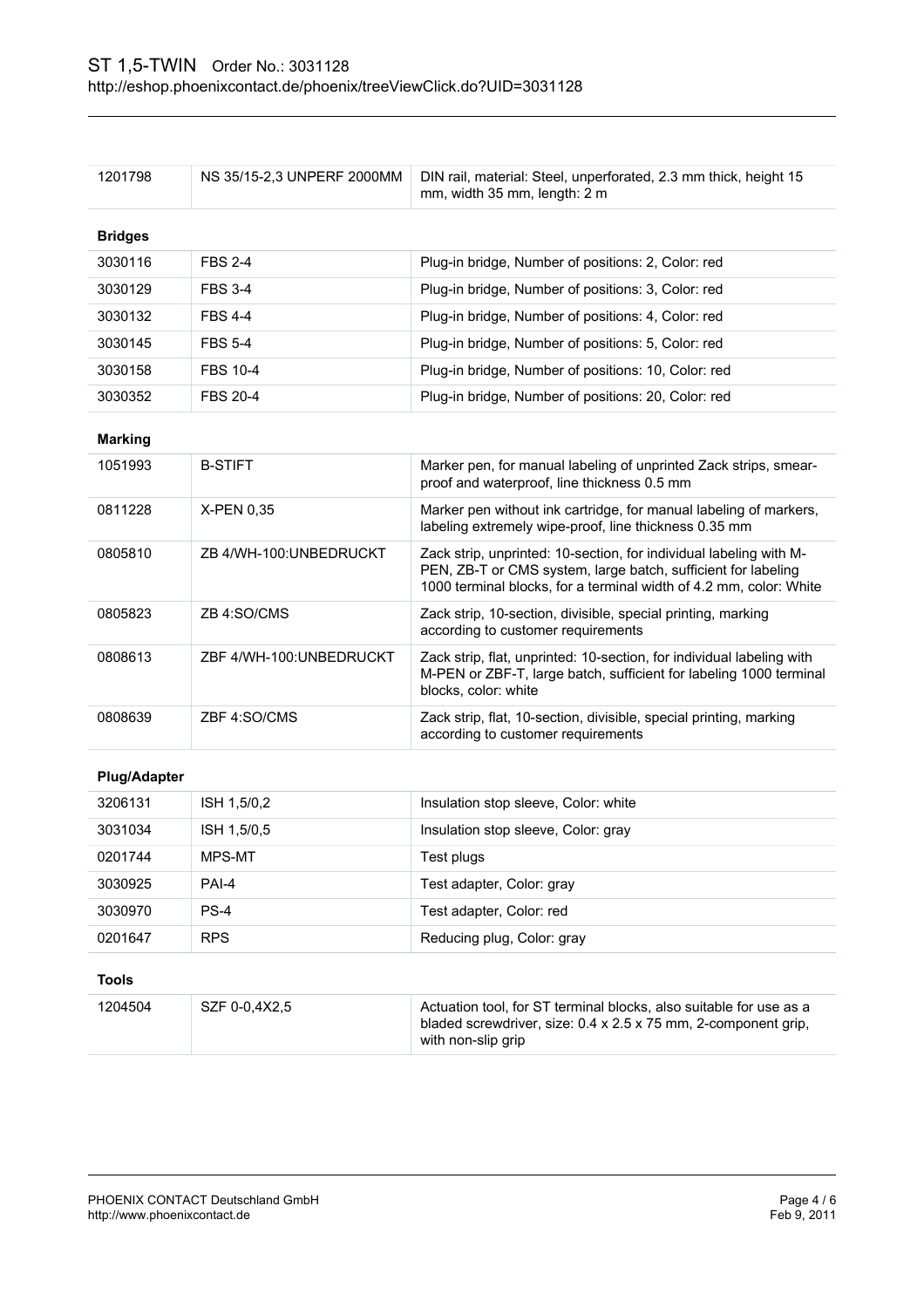| | | |
|---|---|---|
| 1201798 | NS 35/15-2,3 UNPERF 2000MM | DIN rail, material: Steel, unperforated, 2.3 mm thick, height 15 mm, width 35 mm, length: 2 m |

**Bridges**

| | | |
|---|---|---|
| 3030116 | FBS 2-4 | Plug-in bridge, Number of positions: 2, Color: red |
| 3030129 | FBS 3-4 | Plug-in bridge, Number of positions: 3, Color: red |
| 3030132 | FBS 4-4 | Plug-in bridge, Number of positions: 4, Color: red |
| 3030145 | FBS 5-4 | Plug-in bridge, Number of positions: 5, Color: red |
| 3030158 | FBS 10-4 | Plug-in bridge, Number of positions: 10, Color: red |
| 3030352 | FBS 20-4 | Plug-in bridge, Number of positions: 20, Color: red |

**Marking**

| | | |
|---|---|---|
| 1051993 | B-STIFT | Marker pen, for manual labeling of unprinted Zack strips, smear-proof and waterproof, line thickness 0.5 mm |
| 0811228 | X-PEN 0,35 | Marker pen without ink cartridge, for manual labeling of markers, labeling extremely wipe-proof, line thickness 0.35 mm |
| 0805810 | ZB 4/WH-100:UNBEDRUCKT | Zack strip, unprinted: 10-section, for individual labeling with M-PEN, ZB-T or CMS system, large batch, sufficient for labeling 1000 terminal blocks, for a terminal width of 4.2 mm, color: White |
| 0805823 | ZB 4:SO/CMS | Zack strip, 10-section, divisible, special printing, marking according to customer requirements |
| 0808613 | ZBF 4/WH-100:UNBEDRUCKT | Zack strip, flat, unprinted: 10-section, for individual labeling with M-PEN or ZBF-T, large batch, sufficient for labeling 1000 terminal blocks, color: white |
| 0808639 | ZBF 4:SO/CMS | Zack strip, flat, 10-section, divisible, special printing, marking according to customer requirements |

**Plug/Adapter**

| | | |
|---|---|---|
| 3206131 | ISH 1,5/0,2 | Insulation stop sleeve, Color: white |
| 3031034 | ISH 1,5/0,5 | Insulation stop sleeve, Color: gray |
| 0201744 | MPS-MT | Test plugs |
| 3030925 | PAI-4 | Test adapter, Color: gray |
| 3030970 | PS-4 | Test adapter, Color: red |
| 0201647 | RPS | Reducing plug, Color: gray |

**Tools**

| | | |
|---|---|---|
| 1204504 | SZF 0-0,4X2,5 | Actuation tool, for ST terminal blocks, also suitable for use as a bladed screwdriver, size: 0.4 x 2.5 x 75 mm, 2-component grip, with non-slip grip |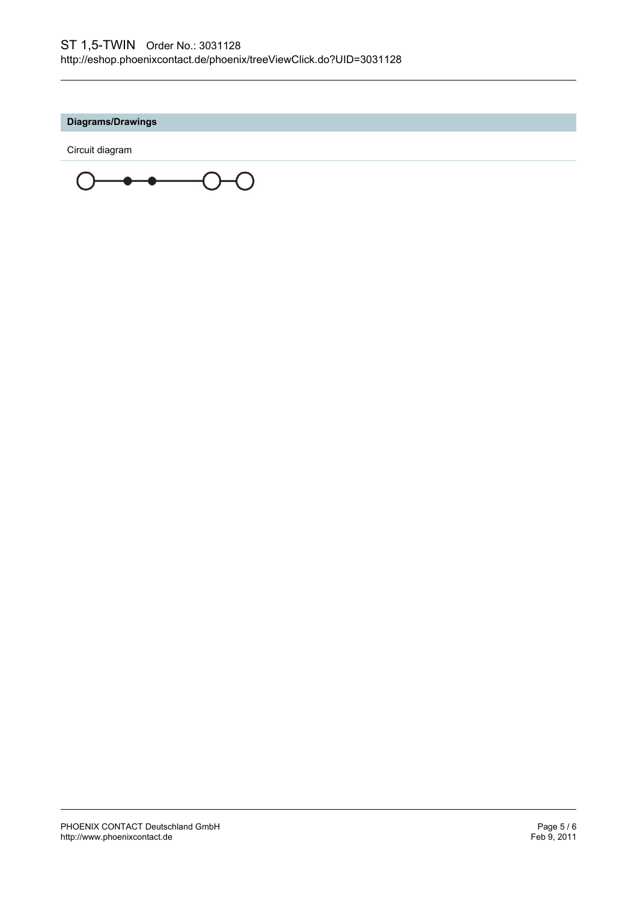## Diagrams/Drawings

Circuit diagram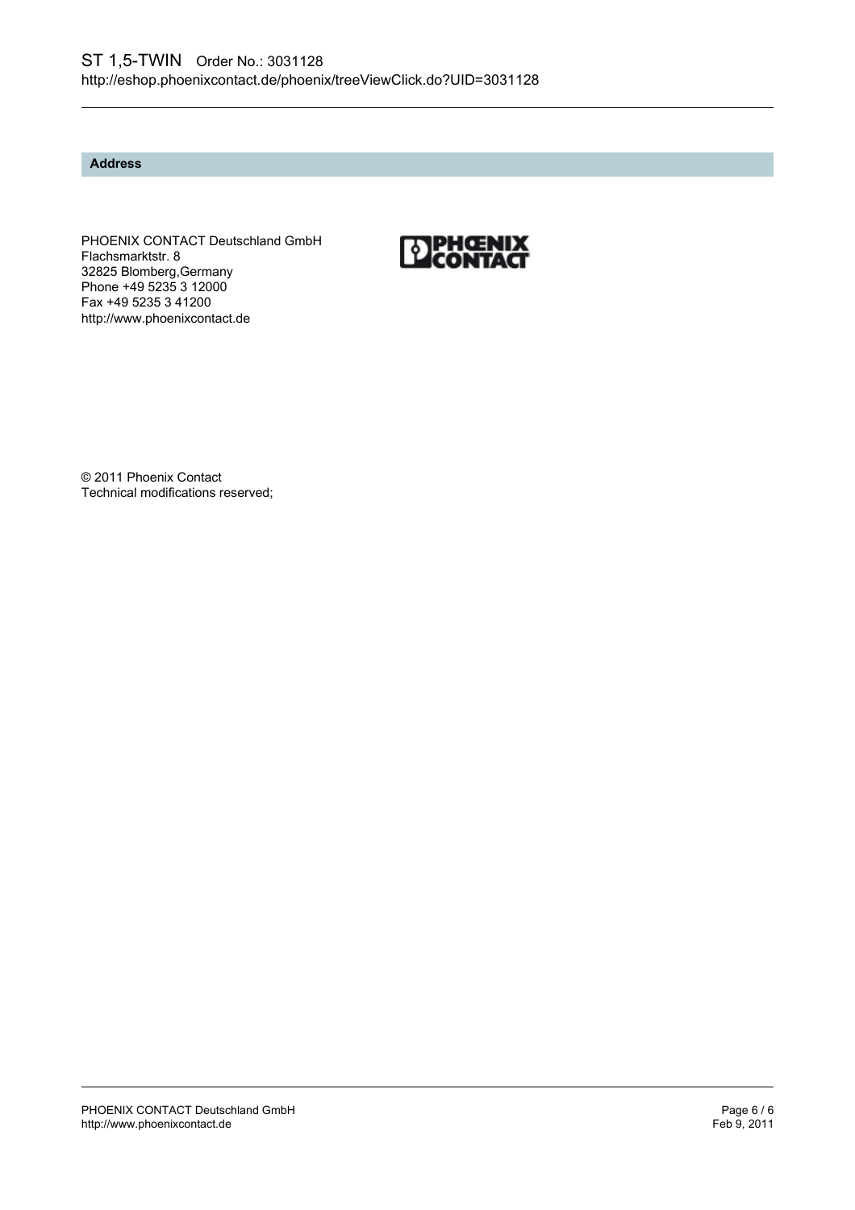## Address

PHOENIX CONTACT Deutschland GmbH
Flachsmarktstr. 8
32825 Blomberg,Germany
Phone +49 5235 3 12000
Fax +49 5235 3 41200
http://www.phoenixcontact.de

© 2011 Phoenix Contact
Technical modifications reserved;